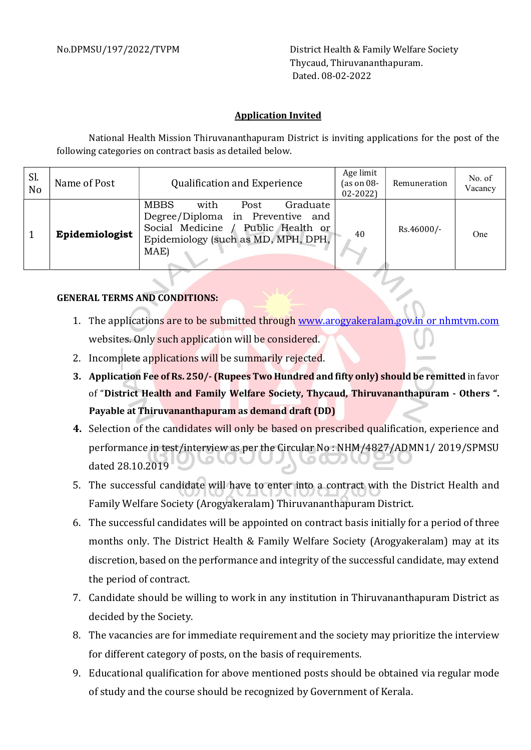No.DPMSU/197/2022/TVPM

District Health & Family Welfare Society
Thycaud, Thiruvananthapuram.
Dated. 08-02-2022

## Application Invited

National Health Mission Thiruvananthapuram District is inviting applications for the post of the following categories on contract basis as detailed below.

| Sl. No | Name of Post | Qualification and Experience | Age limit (as on 08-02-2022) | Remuneration | No. of Vacancy |
|---|---|---|---|---|---|
| 1 | **Epidemiologist** | MBBS with Post Graduate Degree/Diploma in Preventive and Social Medicine / Public Health or Epidemiology (such as MD, MPH, DPH, MAE) | 40 | Rs.46000/- | One |

**GENERAL TERMS AND CONDITIONS:**

1. The applications are to be submitted through www.arogyakeralam.gov.in or nhmtvm.com websites. Only such application will be considered.
2. Incomplete applications will be summarily rejected.
3. **Application Fee of Rs. 250/- (Rupees Two Hundred and fifty only) should be remitted** in favor of "**District Health and Family Welfare Society, Thycaud, Thiruvananthapuram - Others ". Payable at Thiruvananthapuram as demand draft (DD)**
4. Selection of the candidates will only be based on prescribed qualification, experience and performance in test/interview as per the Circular No : NHM/4827/ADMN1/ 2019/SPMSU dated 28.10.2019
5. The successful candidate will have to enter into a contract with the District Health and Family Welfare Society (Arogyakeralam) Thiruvananthapuram District.
6. The successful candidates will be appointed on contract basis initially for a period of three months only. The District Health & Family Welfare Society (Arogyakeralam) may at its discretion, based on the performance and integrity of the successful candidate, may extend the period of contract.
7. Candidate should be willing to work in any institution in Thiruvananthapuram District as decided by the Society.
8. The vacancies are for immediate requirement and the society may prioritize the interview for different category of posts, on the basis of requirements.
9. Educational qualification for above mentioned posts should be obtained via regular mode of study and the course should be recognized by Government of Kerala.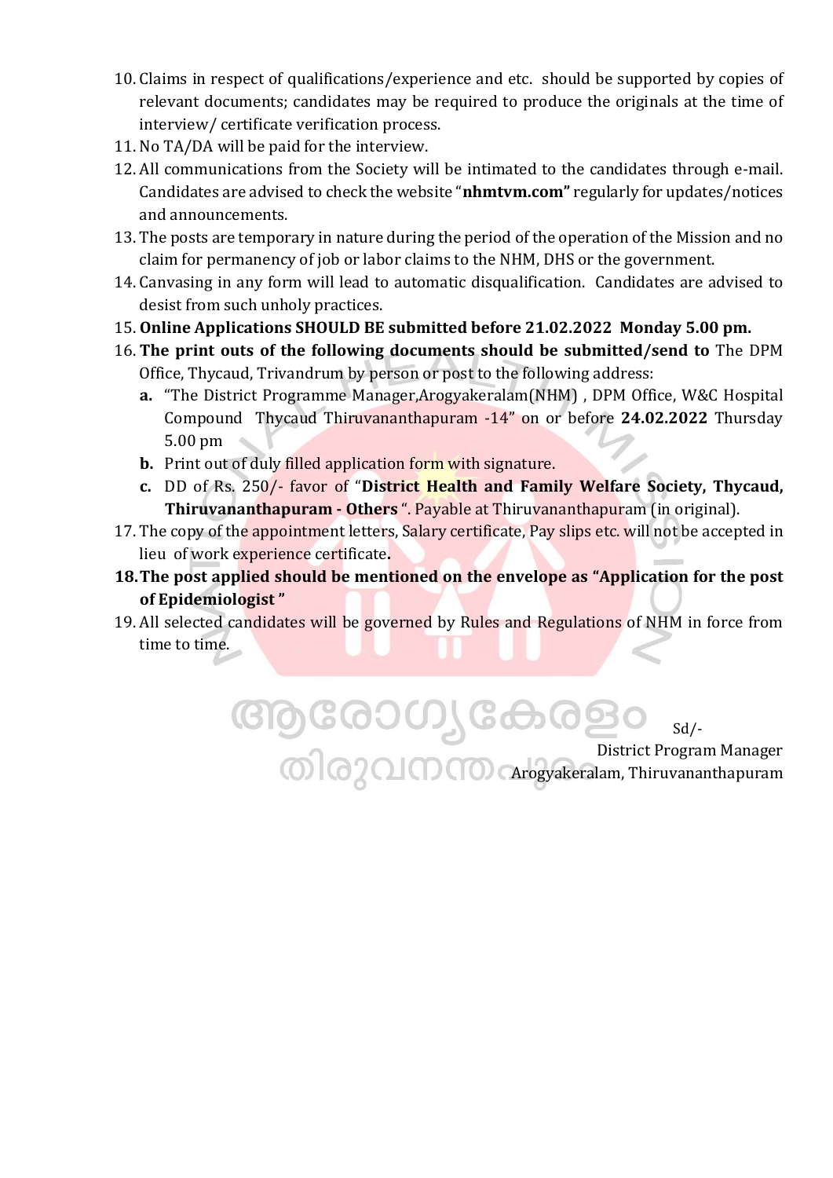10. Claims in respect of qualifications/experience and etc. should be supported by copies of relevant documents; candidates may be required to produce the originals at the time of interview/ certificate verification process.
11. No TA/DA will be paid for the interview.
12. All communications from the Society will be intimated to the candidates through e-mail. Candidates are advised to check the website "**nhmtvm.com"** regularly for updates/notices and announcements.
13. The posts are temporary in nature during the period of the operation of the Mission and no claim for permanency of job or labor claims to the NHM, DHS or the government.
14. Canvasing in any form will lead to automatic disqualification. Candidates are advised to desist from such unholy practices.
15. **Online Applications SHOULD BE submitted before 21.02.2022 Monday 5.00 pm.**
16. **The print outs of the following documents should be submitted/send to** The DPM Office, Thycaud, Trivandrum by person or post to the following address:
    - **a.** "The District Programme Manager,Arogyakeralam(NHM) , DPM Office, W&C Hospital Compound Thycaud Thiruvananthapuram -14" on or before **24.02.2022** Thursday 5.00 pm
    - **b.** Print out of duly filled application form with signature.
    - **c.** DD of Rs. 250/- favor of "**District Health and Family Welfare Society, Thycaud, Thiruvananthapuram - Others** ". Payable at Thiruvananthapuram (in original).
17. The copy of the appointment letters, Salary certificate, Pay slips etc. will not be accepted in lieu of work experience certificate**.**
18. **The post applied should be mentioned on the envelope as "Application for the post of Epidemiologist "**
19. All selected candidates will be governed by Rules and Regulations of NHM in force from time to time.

Sd/-

District Program Manager

Arogyakeralam, Thiruvananthapuram